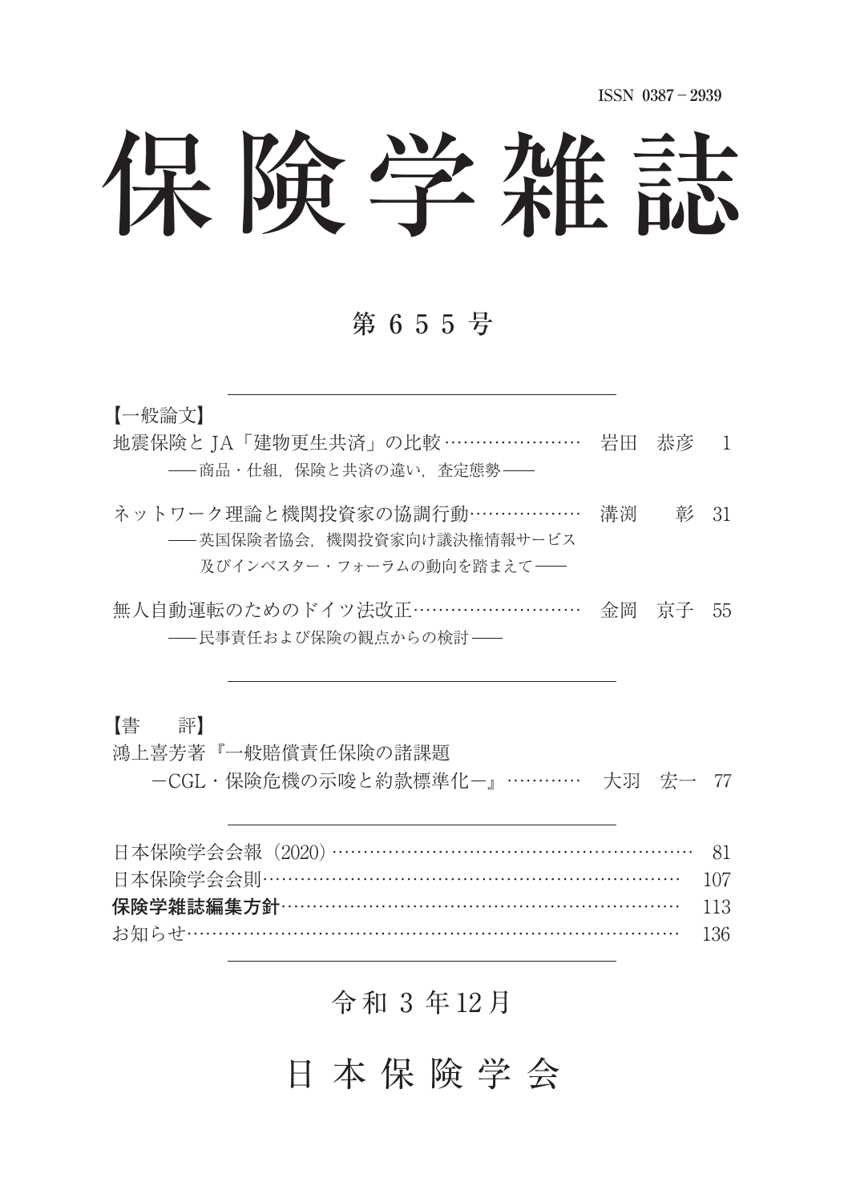ISSN 0387－2939

# 保険学雑誌

## 第 6 5 5 号

【一般論文】

地震保険とJA「建物更生共済」の比較…………………… 岩田　恭彦　1
　　――商品・仕組，保険と共済の違い，査定態勢――

ネットワーク理論と機関投資家の協調行動……………… 溝渕　　彰　31
　　――英国保険者協会，機関投資家向け議決権情報サービス
　　　　及びインベスター・フォーラムの動向を踏まえて――

無人自動運転のためのドイツ法改正……………………… 金岡　京子　55
　　――民事責任および保険の観点からの検討――

【書　　評】

鴻上喜芳著『一般賠償責任保険の諸課題
　　－CGL・保険危機の示唆と約款標準化－』………… 大羽　宏一　77

日本保険学会会報（2020）…………………………………………………… 81
日本保険学会会則………………………………………………………… 107
**保険学雑誌編集方針**………………………………………………………… 113
お知らせ…………………………………………………………………… 136

令和 3 年12月

日 本 保 険 学 会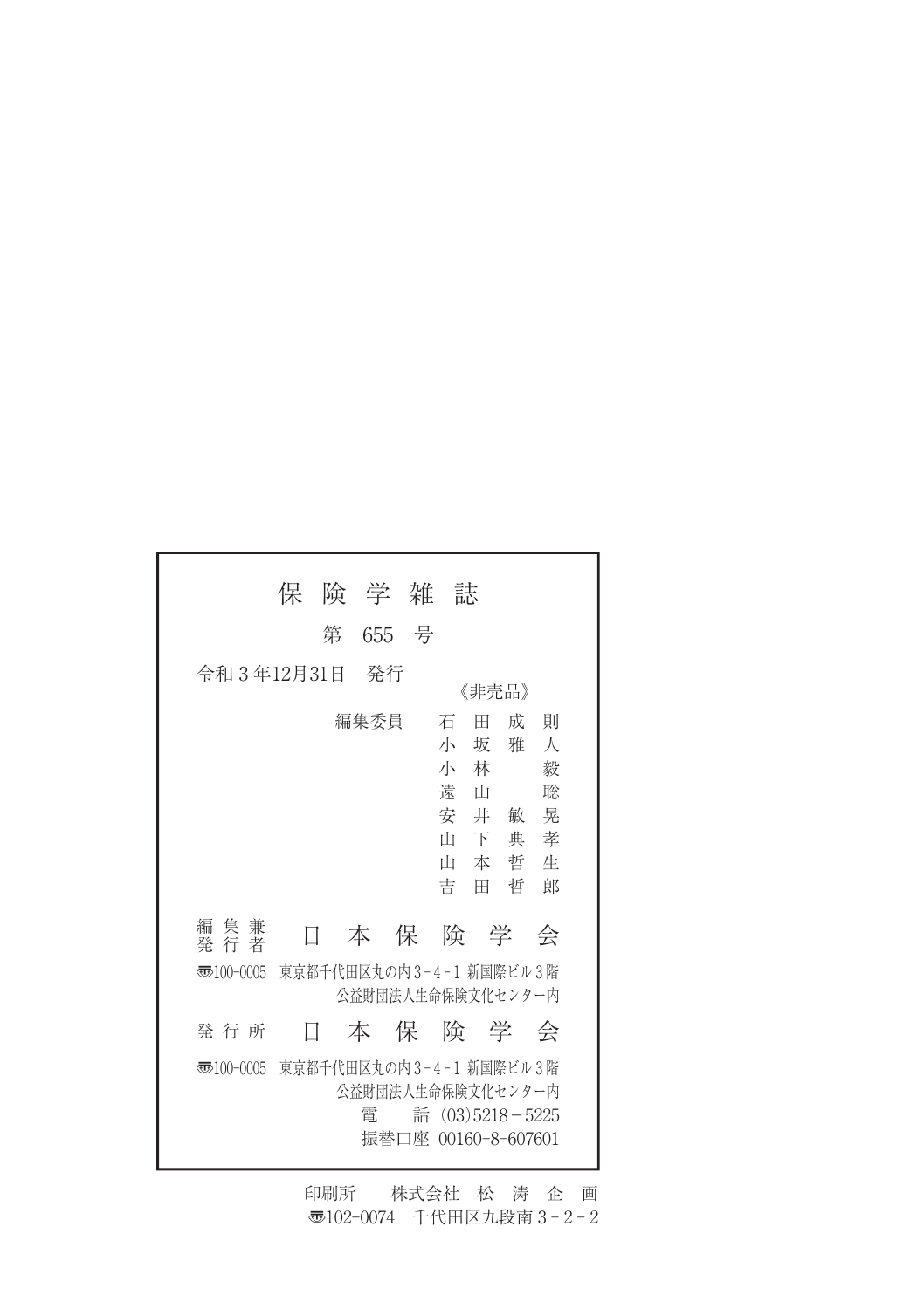# 保 険 学 雑 誌

## 第 655 号

令和 3 年12月31日　発行

《非売品》

編集委員　石 田 成 則
　　　　　小 坂 雅 人
　　　　　小 林 　 毅
　　　　　遠 山 　 聡
　　　　　安 井 敏 晃
　　　　　山 下 典 孝
　　　　　山 本 哲 生
　　　　　吉 田 哲 郎

編集兼発行者　日 本 保 険 学 会

〒100-0005　東京都千代田区丸の内 3 - 4 - 1 新国際ビル 3 階
公益財団法人生命保険文化センター内

発 行 所　日 本 保 険 学 会

〒100-0005　東京都千代田区丸の内 3 - 4 - 1 新国際ビル 3 階
公益財団法人生命保険文化センター内
電　　話 (03)5218－5225
振替口座 00160-8-607601

印刷所　　株式会社　松 涛 企 画
〒102-0074　千代田区九段南 3 - 2 - 2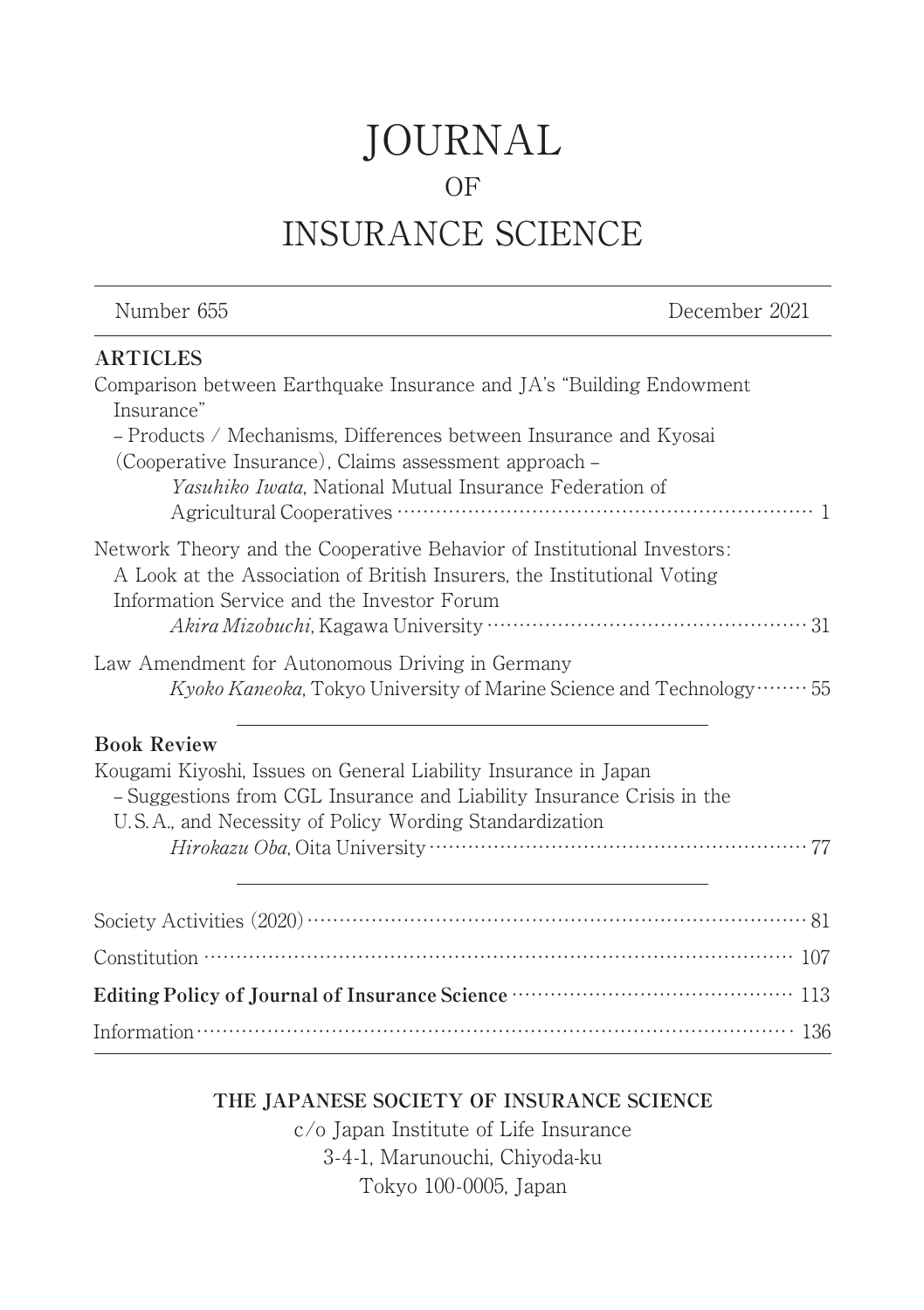# JOURNAL
## OF
# INSURANCE SCIENCE

Number 655 December 2021

**ARTICLES**

Comparison between Earthquake Insurance and JA's "Building Endowment Insurance"
– Products / Mechanisms, Differences between Insurance and Kyosai (Cooperative Insurance), Claims assessment approach –
*Yasuhiko Iwata*, National Mutual Insurance Federation of Agricultural Cooperatives ········· 1

Network Theory and the Cooperative Behavior of Institutional Investors: A Look at the Association of British Insurers, the Institutional Voting Information Service and the Investor Forum
*Akira Mizobuchi*, Kagawa University ········· 31

Law Amendment for Autonomous Driving in Germany
*Kyoko Kaneoka*, Tokyo University of Marine Science and Technology ········· 55

---

**Book Review**

Kougami Kiyoshi, Issues on General Liability Insurance in Japan
– Suggestions from CGL Insurance and Liability Insurance Crisis in the U.S.A., and Necessity of Policy Wording Standardization
*Hirokazu Oba*, Oita University ········· 77

---

Society Activities (2020) ········· 81

Constitution ········· 107

**Editing Policy of Journal of Insurance Science** ········· 113

Information ········· 136

**THE JAPANESE SOCIETY OF INSURANCE SCIENCE**

c/o Japan Institute of Life Insurance
3-4-1, Marunouchi, Chiyoda-ku
Tokyo 100-0005, Japan